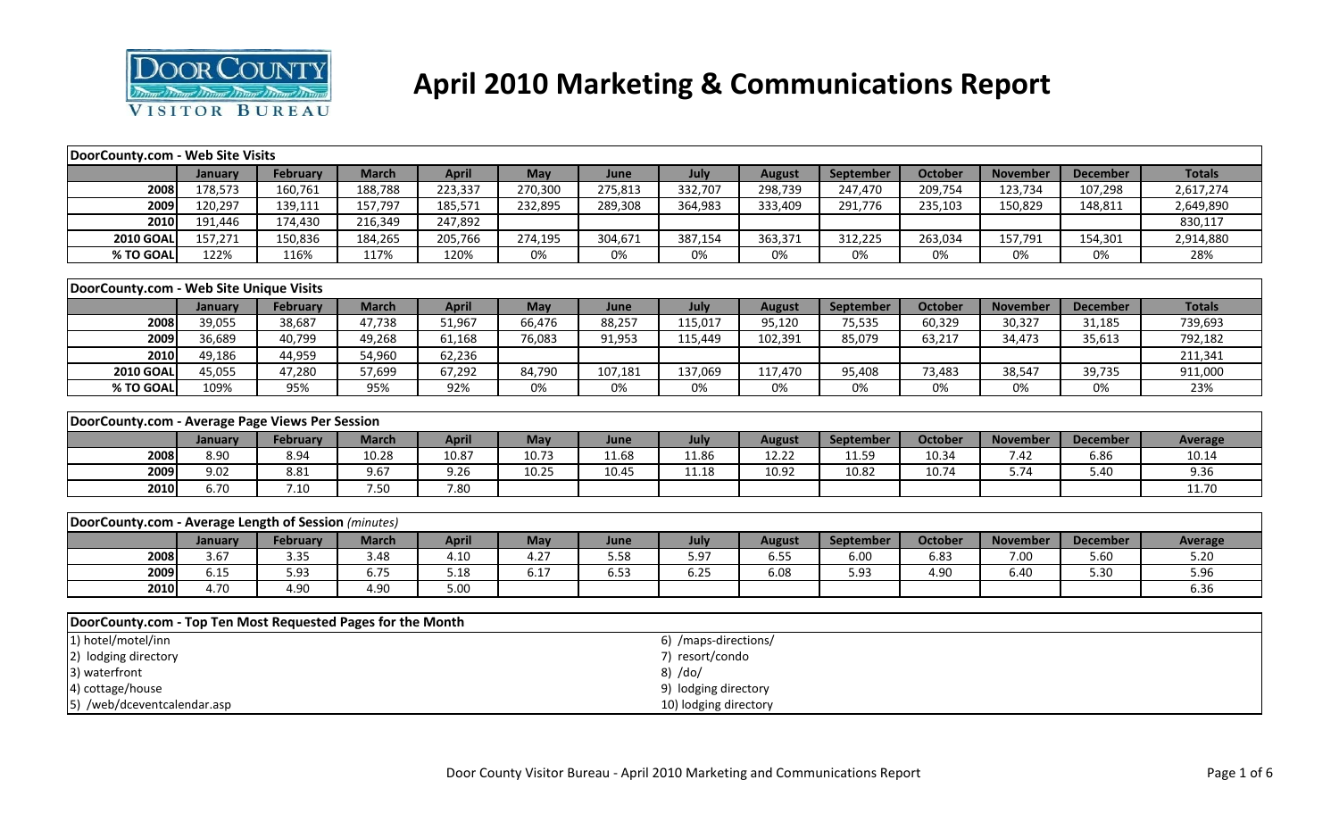# April 2010 Marketing & Communications Report

**DoorCounty.com - Web Site Visits**

| | January | February | March | April | May | June | July | August | September | October | November | December | Totals |
|---|---|---|---|---|---|---|---|---|---|---|---|---|---|
| **2008** | 178,573 | 160,761 | 188,788 | 223,337 | 270,300 | 275,813 | 332,707 | 298,739 | 247,470 | 209,754 | 123,734 | 107,298 | 2,617,274 |
| **2009** | 120,297 | 139,111 | 157,797 | 185,571 | 232,895 | 289,308 | 364,983 | 333,409 | 291,776 | 235,103 | 150,829 | 148,811 | 2,649,890 |
| **2010** | 191,446 | 174,430 | 216,349 | 247,892 | | | | | | | | | 830,117 |
| **2010 GOAL** | 157,271 | 150,836 | 184,265 | 205,766 | 274,195 | 304,671 | 387,154 | 363,371 | 312,225 | 263,034 | 157,791 | 154,301 | 2,914,880 |
| **% TO GOAL** | 122% | 116% | 117% | 120% | 0% | 0% | 0% | 0% | 0% | 0% | 0% | 0% | 28% |

**DoorCounty.com - Web Site Unique Visits**

| | January | February | March | April | May | June | July | August | September | October | November | December | Totals |
|---|---|---|---|---|---|---|---|---|---|---|---|---|---|
| **2008** | 39,055 | 38,687 | 47,738 | 51,967 | 66,476 | 88,257 | 115,017 | 95,120 | 75,535 | 60,329 | 30,327 | 31,185 | 739,693 |
| **2009** | 36,689 | 40,799 | 49,268 | 61,168 | 76,083 | 91,953 | 115,449 | 102,391 | 85,079 | 63,217 | 34,473 | 35,613 | 792,182 |
| **2010** | 49,186 | 44,959 | 54,960 | 62,236 | | | | | | | | | 211,341 |
| **2010 GOAL** | 45,055 | 47,280 | 57,699 | 67,292 | 84,790 | 107,181 | 137,069 | 117,470 | 95,408 | 73,483 | 38,547 | 39,735 | 911,000 |
| **% TO GOAL** | 109% | 95% | 95% | 92% | 0% | 0% | 0% | 0% | 0% | 0% | 0% | 0% | 23% |

**DoorCounty.com - Average Page Views Per Session**

| | January | February | March | April | May | June | July | August | September | October | November | December | Average |
|---|---|---|---|---|---|---|---|---|---|---|---|---|---|
| **2008** | 8.90 | 8.94 | 10.28 | 10.87 | 10.73 | 11.68 | 11.86 | 12.22 | 11.59 | 10.34 | 7.42 | 6.86 | 10.14 |
| **2009** | 9.02 | 8.81 | 9.67 | 9.26 | 10.25 | 10.45 | 11.18 | 10.92 | 10.82 | 10.74 | 5.74 | 5.40 | 9.36 |
| **2010** | 6.70 | 7.10 | 7.50 | 7.80 | | | | | | | | | 11.70 |

**DoorCounty.com - Average Length of Session** *(minutes)*

| | January | February | March | April | May | June | July | August | September | October | November | December | Average |
|---|---|---|---|---|---|---|---|---|---|---|---|---|---|
| **2008** | 3.67 | 3.35 | 3.48 | 4.10 | 4.27 | 5.58 | 5.97 | 6.55 | 6.00 | 6.83 | 7.00 | 5.60 | 5.20 |
| **2009** | 6.15 | 5.93 | 6.75 | 5.18 | 6.17 | 6.53 | 6.25 | 6.08 | 5.93 | 4.90 | 6.40 | 5.30 | 5.96 |
| **2010** | 4.70 | 4.90 | 4.90 | 5.00 | | | | | | | | | 6.36 |

**DoorCounty.com - Top Ten Most Requested Pages for the Month**

1) hotel/motel/inn
2) lodging directory
3) waterfront
4) cottage/house
5) /web/dceventcalendar.asp
6) /maps-directions/
7) resort/condo
8) /do/
9) lodging directory
10) lodging directory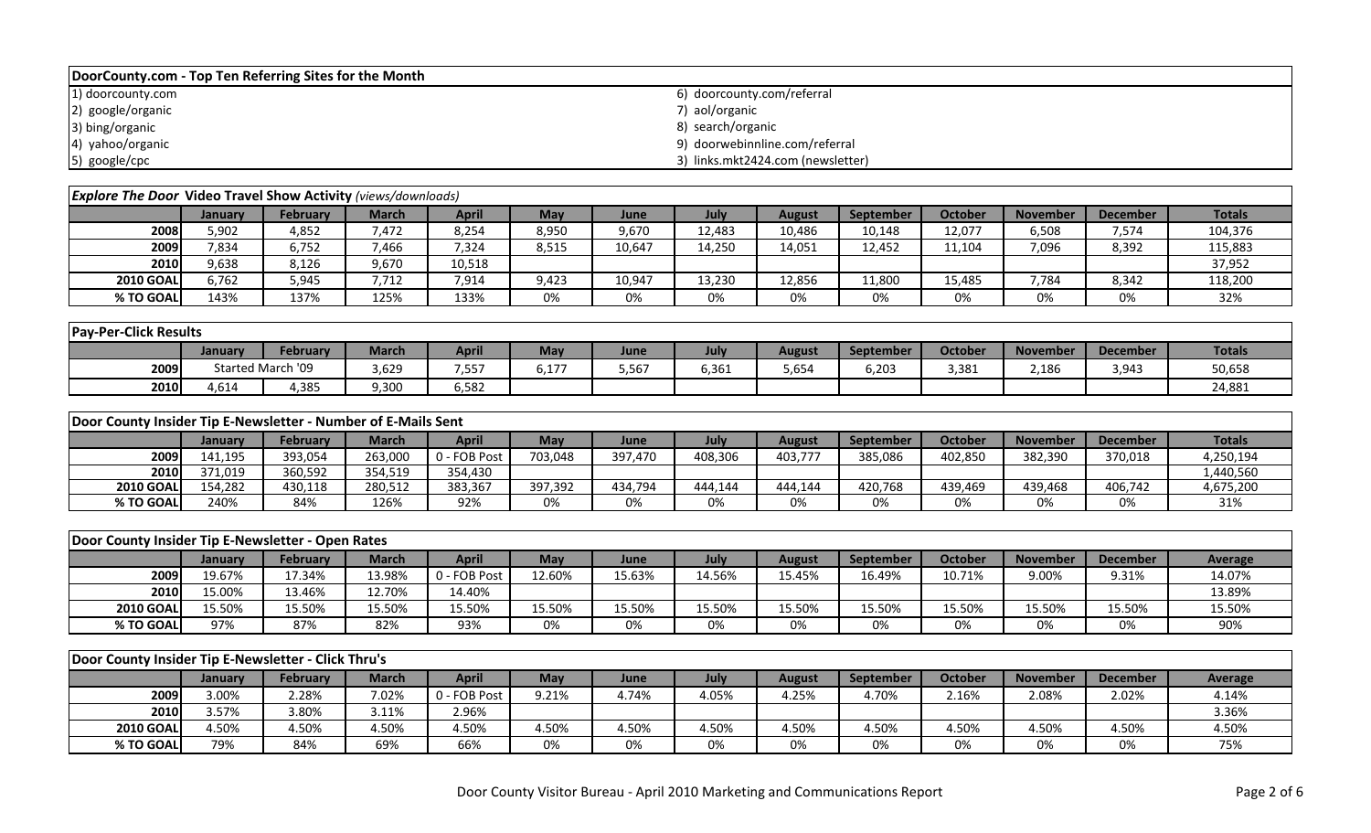## DoorCounty.com - Top Ten Referring Sites for the Month

| | |
|---|---|
| 1) doorcounty.com | 6) doorcounty.com/referral |
| 2) google/organic | 7) aol/organic |
| 3) bing/organic | 8) search/organic |
| 4) yahoo/organic | 9) doorwebinnline.com/referral |
| 5) google/cpc | 3) links.mkt2424.com (newsletter) |

## *Explore The Door* Video Travel Show Activity *(views/downloads)*

| | January | February | March | April | May | June | July | August | September | October | November | December | Totals |
|---|---|---|---|---|---|---|---|---|---|---|---|---|---|
| 2008 | 5,902 | 4,852 | 7,472 | 8,254 | 8,950 | 9,670 | 12,483 | 10,486 | 10,148 | 12,077 | 6,508 | 7,574 | 104,376 |
| 2009 | 7,834 | 6,752 | 7,466 | 7,324 | 8,515 | 10,647 | 14,250 | 14,051 | 12,452 | 11,104 | 7,096 | 8,392 | 115,883 |
| 2010 | 9,638 | 8,126 | 9,670 | 10,518 | | | | | | | | | 37,952 |
| 2010 GOAL | 6,762 | 5,945 | 7,712 | 7,914 | 9,423 | 10,947 | 13,230 | 12,856 | 11,800 | 15,485 | 7,784 | 8,342 | 118,200 |
| % TO GOAL | 143% | 137% | 125% | 133% | 0% | 0% | 0% | 0% | 0% | 0% | 0% | 0% | 32% |

## Pay-Per-Click Results

| | January | February | March | April | May | June | July | August | September | October | November | December | Totals |
|---|---|---|---|---|---|---|---|---|---|---|---|---|---|
| 2009 | Started March '09 | | 3,629 | 7,557 | 6,177 | 5,567 | 6,361 | 5,654 | 6,203 | 3,381 | 2,186 | 3,943 | 50,658 |
| 2010 | 4,614 | 4,385 | 9,300 | 6,582 | | | | | | | | | 24,881 |

## Door County Insider Tip E-Newsletter - Number of E-Mails Sent

| | January | February | March | April | May | June | July | August | September | October | November | December | Totals |
|---|---|---|---|---|---|---|---|---|---|---|---|---|---|
| 2009 | 141,195 | 393,054 | 263,000 | 0 - FOB Post | 703,048 | 397,470 | 408,306 | 403,777 | 385,086 | 402,850 | 382,390 | 370,018 | 4,250,194 |
| 2010 | 371,019 | 360,592 | 354,519 | 354,430 | | | | | | | | | 1,440,560 |
| 2010 GOAL | 154,282 | 430,118 | 280,512 | 383,367 | 397,392 | 434,794 | 444,144 | 444,144 | 420,768 | 439,469 | 439,468 | 406,742 | 4,675,200 |
| % TO GOAL | 240% | 84% | 126% | 92% | 0% | 0% | 0% | 0% | 0% | 0% | 0% | 0% | 31% |

## Door County Insider Tip E-Newsletter - Open Rates

| | January | February | March | April | May | June | July | August | September | October | November | December | Average |
|---|---|---|---|---|---|---|---|---|---|---|---|---|---|
| 2009 | 19.67% | 17.34% | 13.98% | 0 - FOB Post | 12.60% | 15.63% | 14.56% | 15.45% | 16.49% | 10.71% | 9.00% | 9.31% | 14.07% |
| 2010 | 15.00% | 13.46% | 12.70% | 14.40% | | | | | | | | | 13.89% |
| 2010 GOAL | 15.50% | 15.50% | 15.50% | 15.50% | 15.50% | 15.50% | 15.50% | 15.50% | 15.50% | 15.50% | 15.50% | 15.50% | 15.50% |
| % TO GOAL | 97% | 87% | 82% | 93% | 0% | 0% | 0% | 0% | 0% | 0% | 0% | 0% | 90% |

## Door County Insider Tip E-Newsletter - Click Thru's

| | January | February | March | April | May | June | July | August | September | October | November | December | Average |
|---|---|---|---|---|---|---|---|---|---|---|---|---|---|
| 2009 | 3.00% | 2.28% | 7.02% | 0 - FOB Post | 9.21% | 4.74% | 4.05% | 4.25% | 4.70% | 2.16% | 2.08% | 2.02% | 4.14% |
| 2010 | 3.57% | 3.80% | 3.11% | 2.96% | | | | | | | | | 3.36% |
| 2010 GOAL | 4.50% | 4.50% | 4.50% | 4.50% | 4.50% | 4.50% | 4.50% | 4.50% | 4.50% | 4.50% | 4.50% | 4.50% | 4.50% |
| % TO GOAL | 79% | 84% | 69% | 66% | 0% | 0% | 0% | 0% | 0% | 0% | 0% | 0% | 75% |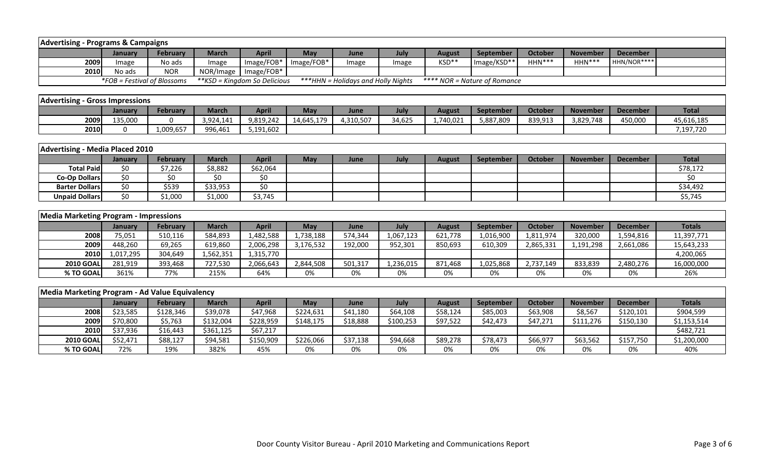## Advertising - Programs & Campaigns

| | January | February | March | April | May | June | July | August | September | October | November | December | |
|---|---|---|---|---|---|---|---|---|---|---|---|---|---|
| 2009 | Image | No ads | Image | Image/FOB* | Image/FOB* | Image | Image | KSD** | Image/KSD** | HHN*** | HHN*** | HHN/NOR**** | |
| 2010 | No ads | NOR | NOR/Image | Image/FOB* | | | | | | | | | |

*FOB = Festival of Blossoms  **KSD = Kingdom So Delicious  ***HHN = Holidays and Holly Nights  **** NOR = Nature of Romance

## Advertising - Gross Impressions

| | January | February | March | April | May | June | July | August | September | October | November | December | Total |
|---|---|---|---|---|---|---|---|---|---|---|---|---|---|
| 2009 | 135,000 | 0 | 3,924,141 | 9,819,242 | 14,645,179 | 4,310,507 | 34,625 | 1,740,021 | 5,887,809 | 839,913 | 3,829,748 | 450,000 | 45,616,185 |
| 2010 | 0 | 1,009,657 | 996,461 | 5,191,602 | | | | | | | | | 7,197,720 |

## Advertising - Media Placed 2010

| | January | February | March | April | May | June | July | August | September | October | November | December | Total |
|---|---|---|---|---|---|---|---|---|---|---|---|---|---|
| Total Paid | $0 | $7,226 | $8,882 | $62,064 | | | | | | | | | $78,172 |
| Co-Op Dollars | $0 | $0 | $0 | $0 | | | | | | | | | $0 |
| Barter Dollars | $0 | $539 | $33,953 | $0 | | | | | | | | | $34,492 |
| Unpaid Dollars | $0 | $1,000 | $1,000 | $3,745 | | | | | | | | | $5,745 |

## Media Marketing Program - Impressions

| | January | February | March | April | May | June | July | August | September | October | November | December | Totals |
|---|---|---|---|---|---|---|---|---|---|---|---|---|---|
| 2008 | 75,051 | 510,116 | 584,893 | 1,482,588 | 1,738,188 | 574,344 | 1,067,123 | 621,778 | 1,016,900 | 1,811,974 | 320,000 | 1,594,816 | 11,397,771 |
| 2009 | 448,260 | 69,265 | 619,860 | 2,006,298 | 3,176,532 | 192,000 | 952,301 | 850,693 | 610,309 | 2,865,331 | 1,191,298 | 2,661,086 | 15,643,233 |
| 2010 | 1,017,295 | 304,649 | 1,562,351 | 1,315,770 | | | | | | | | | 4,200,065 |
| 2010 GOAL | 281,919 | 393,468 | 727,530 | 2,066,643 | 2,844,508 | 501,317 | 1,236,015 | 871,468 | 1,025,868 | 2,737,149 | 833,839 | 2,480,276 | 16,000,000 |
| % TO GOAL | 361% | 77% | 215% | 64% | 0% | 0% | 0% | 0% | 0% | 0% | 0% | 0% | 26% |

## Media Marketing Program - Ad Value Equivalency

| | January | February | March | April | May | June | July | August | September | October | November | December | Totals |
|---|---|---|---|---|---|---|---|---|---|---|---|---|---|
| 2008 | $23,585 | $128,346 | $39,078 | $47,968 | $224,631 | $41,180 | $64,108 | $58,124 | $85,003 | $63,908 | $8,567 | $120,101 | $904,599 |
| 2009 | $70,800 | $5,763 | $132,004 | $228,959 | $148,175 | $18,888 | $100,253 | $97,522 | $42,473 | $47,271 | $111,276 | $150,130 | $1,153,514 |
| 2010 | $37,936 | $16,443 | $361,125 | $67,217 | | | | | | | | | $482,721 |
| 2010 GOAL | $52,471 | $88,127 | $94,581 | $150,909 | $226,066 | $37,138 | $94,668 | $89,278 | $78,473 | $66,977 | $63,562 | $157,750 | $1,200,000 |
| % TO GOAL | 72% | 19% | 382% | 45% | 0% | 0% | 0% | 0% | 0% | 0% | 0% | 0% | 40% |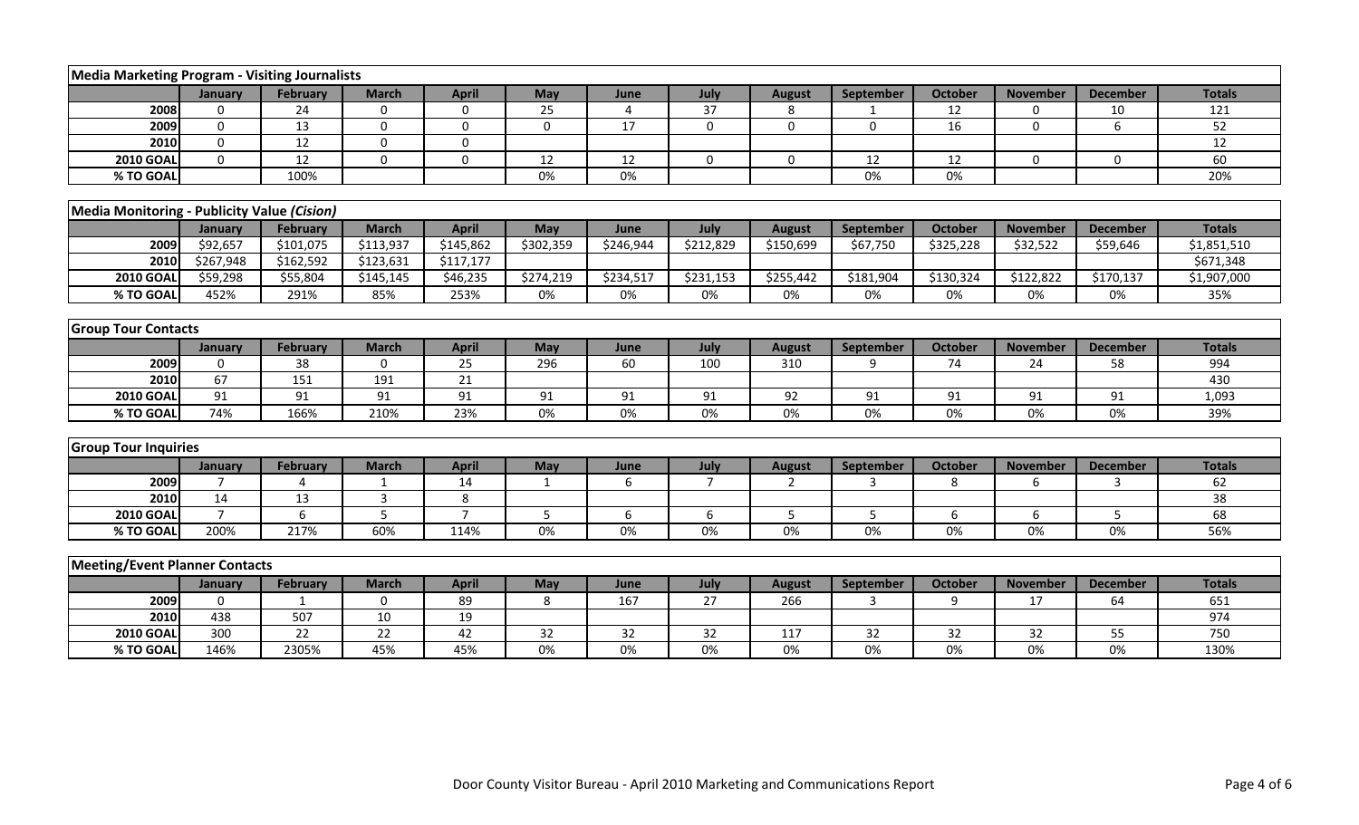| Media Marketing Program - Visiting Journalists | | | | | | | | | | | | | |
|---|---|---|---|---|---|---|---|---|---|---|---|---|---|
| | January | February | March | April | May | June | July | August | September | October | November | December | Totals |
| 2008 | 0 | 24 | 0 | 0 | 25 | 4 | 37 | 8 | 1 | 12 | 0 | 10 | 121 |
| 2009 | 0 | 13 | 0 | 0 | 0 | 17 | 0 | 0 | 0 | 16 | 0 | 6 | 52 |
| 2010 | 0 | 12 | 0 | 0 | | | | | | | | | 12 |
| 2010 GOAL | 0 | 12 | 0 | 0 | 12 | 12 | 0 | 0 | 12 | 12 | 0 | 0 | 60 |
| % TO GOAL | | 100% | | | 0% | 0% | | | 0% | 0% | | | 20% |

| Media Monitoring - Publicity Value *(Cision)* | | | | | | | | | | | | | |
|---|---|---|---|---|---|---|---|---|---|---|---|---|---|
| | January | February | March | April | May | June | July | August | September | October | November | December | Totals |
| 2009 | $92,657 | $101,075 | $113,937 | $145,862 | $302,359 | $246,944 | $212,829 | $150,699 | $67,750 | $325,228 | $32,522 | $59,646 | $1,851,510 |
| 2010 | $267,948 | $162,592 | $123,631 | $117,177 | | | | | | | | | $671,348 |
| 2010 GOAL | $59,298 | $55,804 | $145,145 | $46,235 | $274,219 | $234,517 | $231,153 | $255,442 | $181,904 | $130,324 | $122,822 | $170,137 | $1,907,000 |
| % TO GOAL | 452% | 291% | 85% | 253% | 0% | 0% | 0% | 0% | 0% | 0% | 0% | 0% | 35% |

| Group Tour Contacts | | | | | | | | | | | | | |
|---|---|---|---|---|---|---|---|---|---|---|---|---|---|
| | January | February | March | April | May | June | July | August | September | October | November | December | Totals |
| 2009 | 0 | 38 | 0 | 25 | 296 | 60 | 100 | 310 | 9 | 74 | 24 | 58 | 994 |
| 2010 | 67 | 151 | 191 | 21 | | | | | | | | | 430 |
| 2010 GOAL | 91 | 91 | 91 | 91 | 91 | 91 | 91 | 92 | 91 | 91 | 91 | 91 | 1,093 |
| % TO GOAL | 74% | 166% | 210% | 23% | 0% | 0% | 0% | 0% | 0% | 0% | 0% | 0% | 39% |

| Group Tour Inquiries | | | | | | | | | | | | | |
|---|---|---|---|---|---|---|---|---|---|---|---|---|---|
| | January | February | March | April | May | June | July | August | September | October | November | December | Totals |
| 2009 | 7 | 4 | 1 | 14 | 1 | 6 | 7 | 2 | 3 | 8 | 6 | 3 | 62 |
| 2010 | 14 | 13 | 3 | 8 | | | | | | | | | 38 |
| 2010 GOAL | 7 | 6 | 5 | 7 | 5 | 6 | 6 | 5 | 5 | 6 | 6 | 5 | 68 |
| % TO GOAL | 200% | 217% | 60% | 114% | 0% | 0% | 0% | 0% | 0% | 0% | 0% | 0% | 56% |

| Meeting/Event Planner Contacts | | | | | | | | | | | | | |
|---|---|---|---|---|---|---|---|---|---|---|---|---|---|
| | January | February | March | April | May | June | July | August | September | October | November | December | Totals |
| 2009 | 0 | 1 | 0 | 89 | 8 | 167 | 27 | 266 | 3 | 9 | 17 | 64 | 651 |
| 2010 | 438 | 507 | 10 | 19 | | | | | | | | | 974 |
| 2010 GOAL | 300 | 22 | 22 | 42 | 32 | 32 | 32 | 117 | 32 | 32 | 32 | 55 | 750 |
| % TO GOAL | 146% | 2305% | 45% | 45% | 0% | 0% | 0% | 0% | 0% | 0% | 0% | 0% | 130% |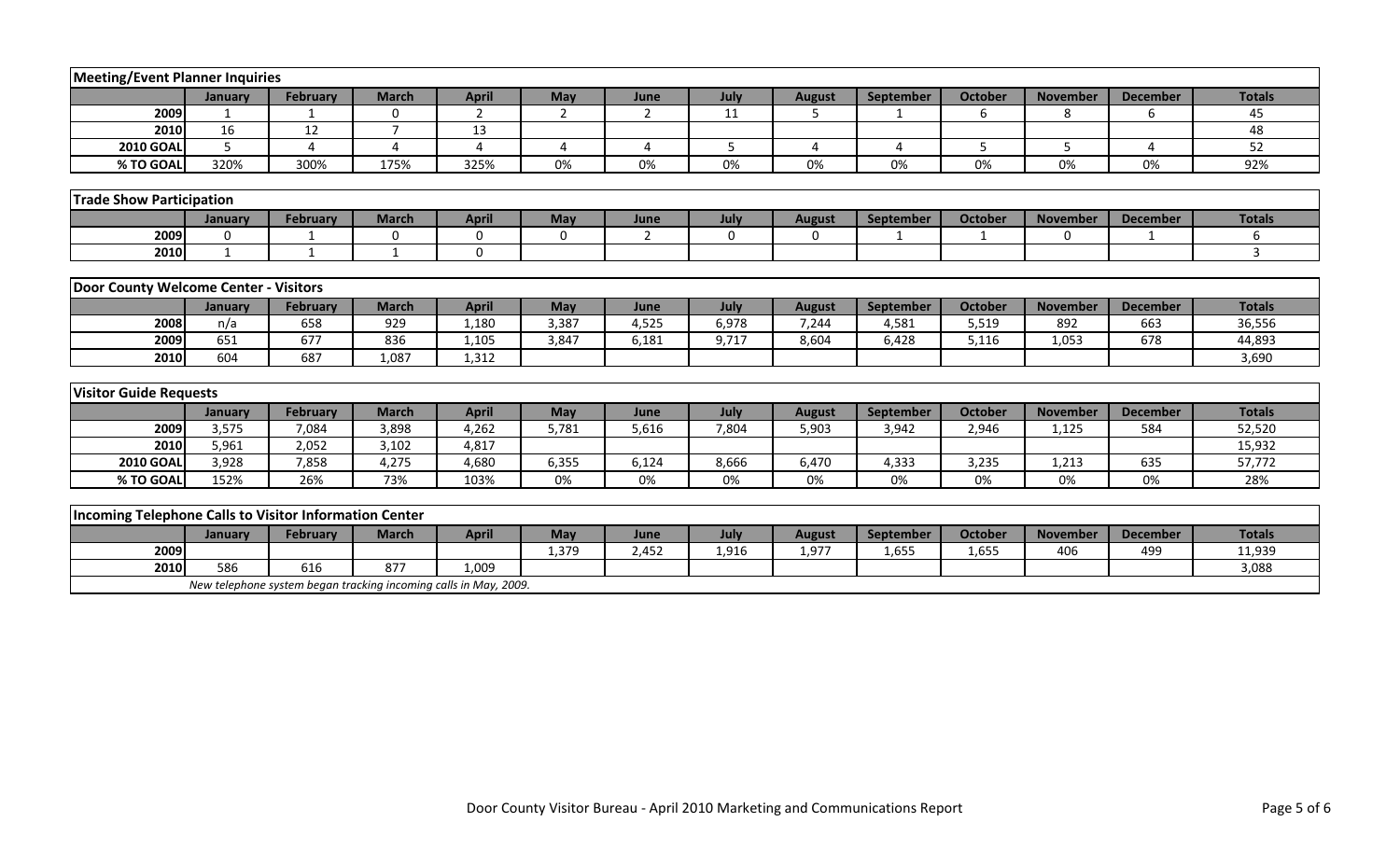| Meeting/Event Planner Inquiries | | | | | | | | | | | | | |
|---|---|---|---|---|---|---|---|---|---|---|---|---|---|
| | **January** | **February** | **March** | **April** | **May** | **June** | **July** | **August** | **September** | **October** | **November** | **December** | **Totals** |
| **2009** | 1 | 1 | 0 | 2 | 2 | 2 | 11 | 5 | 1 | 6 | 8 | 6 | 45 |
| **2010** | 16 | 12 | 7 | 13 | | | | | | | | | 48 |
| **2010 GOAL** | 5 | 4 | 4 | 4 | 4 | 4 | 5 | 4 | 4 | 5 | 5 | 4 | 52 |
| **% TO GOAL** | 320% | 300% | 175% | 325% | 0% | 0% | 0% | 0% | 0% | 0% | 0% | 0% | 92% |

| Trade Show Participation | | | | | | | | | | | | | |
|---|---|---|---|---|---|---|---|---|---|---|---|---|---|
| | **January** | **February** | **March** | **April** | **May** | **June** | **July** | **August** | **September** | **October** | **November** | **December** | **Totals** |
| **2009** | 0 | 1 | 0 | 0 | 0 | 2 | 0 | 0 | 1 | 1 | 0 | 1 | 6 |
| **2010** | 1 | 1 | 1 | 0 | | | | | | | | | 3 |

| Door County Welcome Center - Visitors | | | | | | | | | | | | | |
|---|---|---|---|---|---|---|---|---|---|---|---|---|---|
| | **January** | **February** | **March** | **April** | **May** | **June** | **July** | **August** | **September** | **October** | **November** | **December** | **Totals** |
| **2008** | n/a | 658 | 929 | 1,180 | 3,387 | 4,525 | 6,978 | 7,244 | 4,581 | 5,519 | 892 | 663 | 36,556 |
| **2009** | 651 | 677 | 836 | 1,105 | 3,847 | 6,181 | 9,717 | 8,604 | 6,428 | 5,116 | 1,053 | 678 | 44,893 |
| **2010** | 604 | 687 | 1,087 | 1,312 | | | | | | | | | 3,690 |

| Visitor Guide Requests | | | | | | | | | | | | | |
|---|---|---|---|---|---|---|---|---|---|---|---|---|---|
| | **January** | **February** | **March** | **April** | **May** | **June** | **July** | **August** | **September** | **October** | **November** | **December** | **Totals** |
| **2009** | 3,575 | 7,084 | 3,898 | 4,262 | 5,781 | 5,616 | 7,804 | 5,903 | 3,942 | 2,946 | 1,125 | 584 | 52,520 |
| **2010** | 5,961 | 2,052 | 3,102 | 4,817 | | | | | | | | | 15,932 |
| **2010 GOAL** | 3,928 | 7,858 | 4,275 | 4,680 | 6,355 | 6,124 | 8,666 | 6,470 | 4,333 | 3,235 | 1,213 | 635 | 57,772 |
| **% TO GOAL** | 152% | 26% | 73% | 103% | 0% | 0% | 0% | 0% | 0% | 0% | 0% | 0% | 28% |

| Incoming Telephone Calls to Visitor Information Center | | | | | | | | | | | | | |
|---|---|---|---|---|---|---|---|---|---|---|---|---|---|
| | **January** | **February** | **March** | **April** | **May** | **June** | **July** | **August** | **September** | **October** | **November** | **December** | **Totals** |
| **2009** | | | | | 1,379 | 2,452 | 1,916 | 1,977 | 1,655 | 1,655 | 406 | 499 | 11,939 |
| **2010** | 586 | 616 | 877 | 1,009 | | | | | | | | | 3,088 |
| | *New telephone system began tracking incoming calls in May, 2009.* | | | | | | | | | | | | |

Door County Visitor Bureau - April 2010 Marketing and Communications Report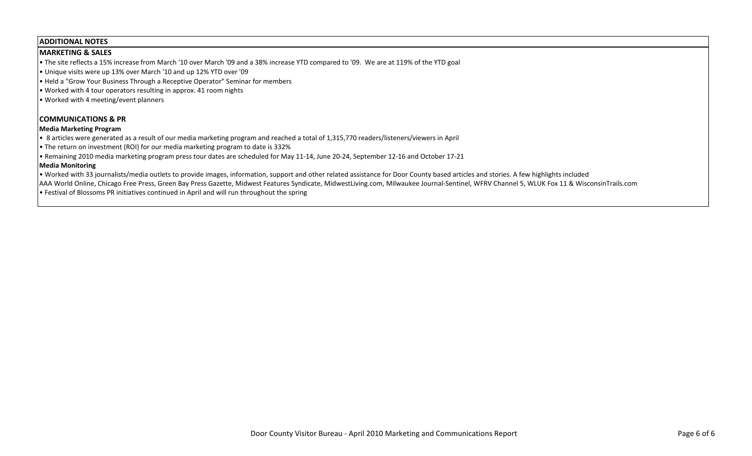## ADDITIONAL NOTES

### MARKETING & SALES

- The site reflects a 15% increase from March '10 over March '09 and a 38% increase YTD compared to '09. We are at 119% of the YTD goal
- Unique visits were up 13% over March '10 and up 12% YTD over '09
- Held a "Grow Your Business Through a Receptive Operator" Seminar for members
- Worked with 4 tour operators resulting in approx. 41 room nights
- Worked with 4 meeting/event planners

### COMMUNICATIONS & PR

**Media Marketing Program**

- 8 articles were generated as a result of our media marketing program and reached a total of 1,315,770 readers/listeners/viewers in April
- The return on investment (ROI) for our media marketing program to date is 332%
- Remaining 2010 media marketing program press tour dates are scheduled for May 11-14, June 20-24, September 12-16 and October 17-21

**Media Monitoring**

- Worked with 33 journalists/media outlets to provide images, information, support and other related assistance for Door County based articles and stories. A few highlights included AAA World Online, Chicago Free Press, Green Bay Press Gazette, Midwest Features Syndicate, MidwestLiving.com, Milwaukee Journal-Sentinel, WFRV Channel 5, WLUK Fox 11 & WisconsinTrails.com
- Festival of Blossoms PR initiatives continued in April and will run throughout the spring